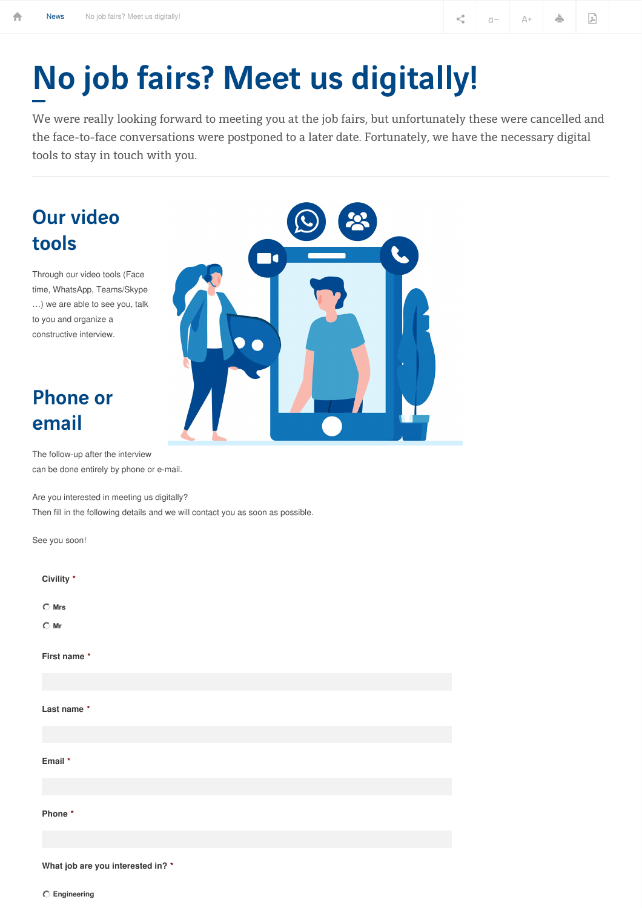News No job fairs? Meet us digitally!

# No job fairs? Meet us digitally!

We were really looking forward to meeting you at the job fairs, but unfortunately these were cancelled and the face-to-face conversations were postponed to a later date. Fortunately, we have the necessary digital tools to stay in touch with you.

## Our video tools

Through our video tools (Face time, WhatsApp, Teams/Skype …) we are able to see you, talk to you and organize a constructive interview.

## Phone or email

The follow-up after the interview can be done entirely by phone or e-mail.

Are you interested in meeting us digitally?
Then fill in the following details and we will contact you as soon as possible.

See you soon!

**Civility** *

- Mrs
- Mr

**First name** *

**Last name** *

**Email** *

**Phone** *

**What job are you interested in?** *

- Engineering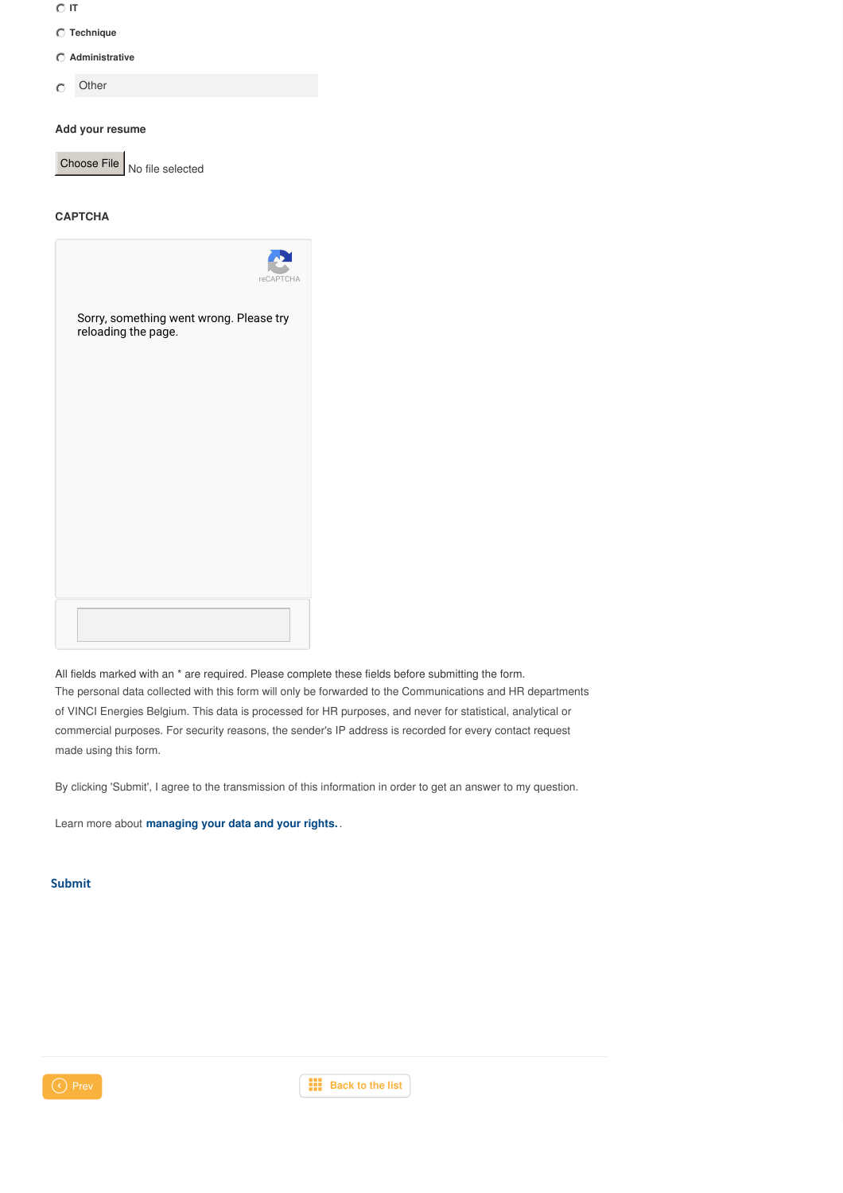- IT
- Technique
- Administrative
- Other

**Add your resume**

Choose File No file selected

**CAPTCHA**

reCAPTCHA

Sorry, something went wrong. Please try reloading the page.

All fields marked with an * are required. Please complete these fields before submitting the form.
The personal data collected with this form will only be forwarded to the Communications and HR departments of VINCI Energies Belgium. This data is processed for HR purposes, and never for statistical, analytical or commercial purposes. For security reasons, the sender's IP address is recorded for every contact request made using this form.

By clicking 'Submit', I agree to the transmission of this information in order to get an answer to my question.

Learn more about **managing your data and your rights.**.

**Submit**

Prev

Back to the list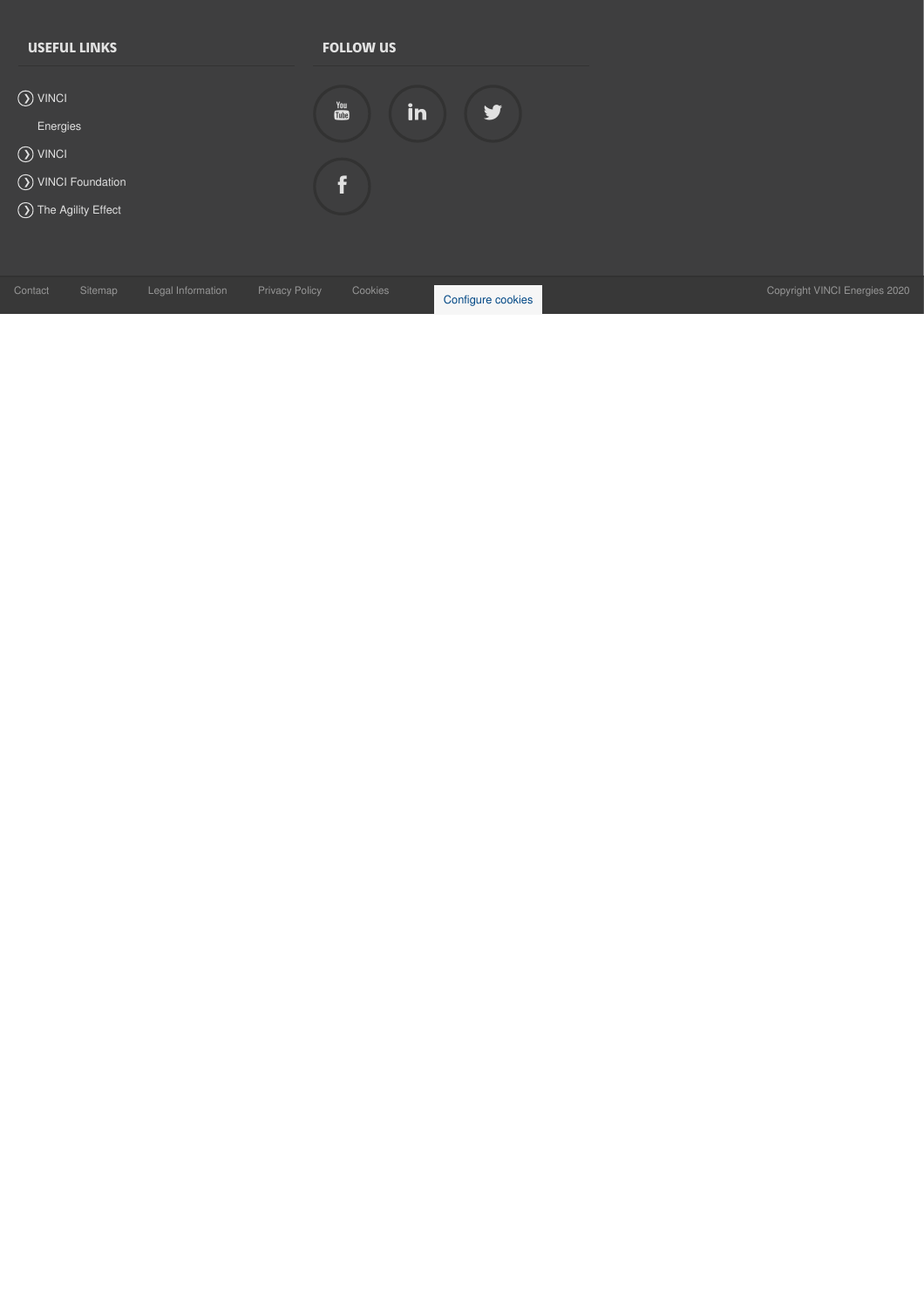## USEFUL LINKS

- VINCI Energies
- VINCI
- VINCI Foundation
- The Agility Effect

## FOLLOW US

Contact Sitemap Legal Information Privacy Policy Cookies Configure cookies

Copyright VINCI Energies 2020